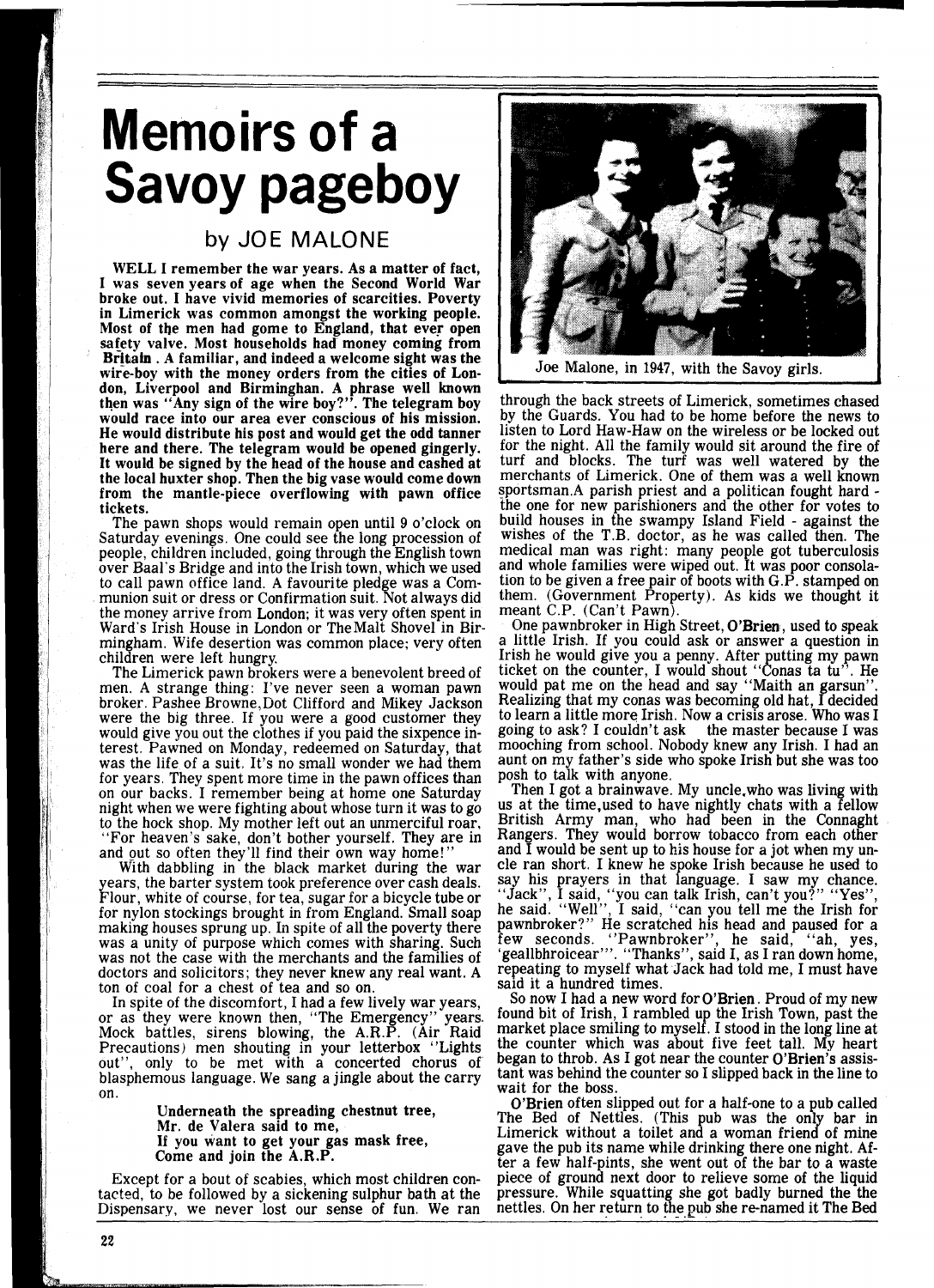# Memoirs of a Savoy pageboy

## by JOE MALONE

**WELL I remember the war years. As a matter of fact, I was seven years of age when the Second World War broke out. I have vivid memories of scarcities. Poverty in Limerick was common amongst the working people. Most of the men had gome to England, that ever open safety valve. Most households had money coming from Britain. A familiar, and indeed a welcome sight was the wire-boy with the money orders from the cities of London, Liverpool and Birminghan. A phrase well known then was "Any sign of the wire boy?". The telegram boy would race into our area ever conscious of his mission. He would distribute his post and would get the odd tanner here and there. The telegram would be opened gingerly. It would be signed by the head of the house and cashed at the local huxter shop. Then the big vase would come down from the mantle-piece overflowing with pawn office tickets.**

The pawn shops would remain open until 9 o'clock on Saturday evenings. One could see the long procession of people, children included, going through the English town over Baal's Bridge and into the Irish town, which we used to call pawn office land. A favourite pledge was a Communion suit or dress or Confirmation suit. Not always did the money arrive from London; it was very often spent in Ward's Irish House in London or The Malt Shovel in Birmingham. Wife desertion was common place; very often children were left hungry.

The Limerick pawn brokers were a benevolent breed of men. A strange thing: I've never seen a woman pawn broker. Pashee Browne, Dot Clifford and Mikey Jackson were the big three. If you were a good customer they would give you out the clothes if you paid the sixpence interest. Pawned on Monday, redeemed on Saturday, that was the life of a suit. It's no small wonder we had them for years. They spent more time in the pawn offices than on our backs. I remember being at home one Saturday night when we were fighting about whose turn it was to go to the hock shop. My mother left out an unmerciful roar, "For heaven's sake, don't bother yourself. They are in and out so often they'll find their own way home!"

With dabbling in the black market during the war years, the barter system took preference over cash deals. Flour, white of course, for tea, sugar for a bicycle tube or for nylon stockings brought in from England. Small soap making houses sprung up. In spite of all the poverty there was a unity of purpose which comes with sharing. Such was not the case with the merchants and the families of doctors and solicitors; they never knew any real want. A ton of coal for a chest of tea and so on.

In spite of the discomfort, I had a few lively war years, or as they were known then, "The Emergency" years. Mock battles, sirens blowing, the A.R.P. (Air Raid Precautions) men shouting in your letterbox "Lights out", only to be met with a concerted chorus of blasphemous language. We sang a jingle about the carry on.

> **Underneath the spreading chestnut tree,**
> **Mr. de Valera said to me,**
> **If you want to get your gas mask free,**
> **Come and join the A.R.P.**

Except for a bout of scabies, which most children contacted, to be followed by a sickening sulphur bath at the Dispensary, we never lost our sense of fun. We ran through the back streets of Limerick, sometimes chased by the Guards. You had to be home before the news to listen to Lord Haw-Haw on the wireless or be locked out for the night. All the family would sit around the fire of turf and blocks. The turf was well watered by the merchants of Limerick. One of them was a well known sportsman. A parish priest and a politican fought hard - the one for new parishioners and the other for votes to build houses in the swampy Island Field - against the wishes of the T.B. doctor, as he was called then. The medical man was right: many people got tuberculosis and whole families were wiped out. It was poor consolation to be given a free pair of boots with G.P. stamped on them. (Government Property). As kids we thought it meant C.P. (Can't Pawn).

Joe Malone, in 1947, with the Savoy girls.

One pawnbroker in High Street, **O'Brien**, used to speak a little Irish. If you could ask or answer a question in Irish he would give you a penny. After putting my pawn ticket on the counter, I would shout "Conas ta tu". He would pat me on the head and say "Maith an garsun". Realizing that my conas was becoming old hat, I decided to learn a little more Irish. Now a crisis arose. Who was I going to ask? I couldn't ask the master because I was mooching from school. Nobody knew any Irish. I had an aunt on my father's side who spoke Irish but she was too posh to talk with anyone.

Then I got a brainwave. My uncle, who was living with us at the time, used to have nightly chats with a fellow British Army man, who had been in the Connaght Rangers. They would borrow tobacco from each other and I would be sent up to his house for a jot when my uncle ran short. I knew he spoke Irish because he used to say his prayers in that language. I saw my chance. "Jack", I said, "you can talk Irish, can't you?" "Yes", he said. "Well", I said, "can you tell me the Irish for pawnbroker?" He scratched his head and paused for a few seconds. "Pawnbroker", he said, "ah, yes, 'geallbhroicear'". "Thanks", said I, as I ran down home, repeating to myself what Jack had told me, I must have said it a hundred times.

So now I had a new word for **O'Brien**. Proud of my new found bit of Irish, I rambled up the Irish Town, past the market place smiling to myself. I stood in the long line at the counter which was about five feet tall. My heart began to throb. As I got near the counter **O'Brien's** assistant was behind the counter so I slipped back in the line to wait for the boss.

**O'Brien** often slipped out for a half-one to a pub called The Bed of Nettles. (This pub was the only bar in Limerick without a toilet and a woman friend of mine gave the pub its name while drinking there one night. After a few half-pints, she went out of the bar to a waste piece of ground next door to relieve some of the liquid pressure. While squatting she got badly burned the the nettles. On her return to the pub she re-named it The Bed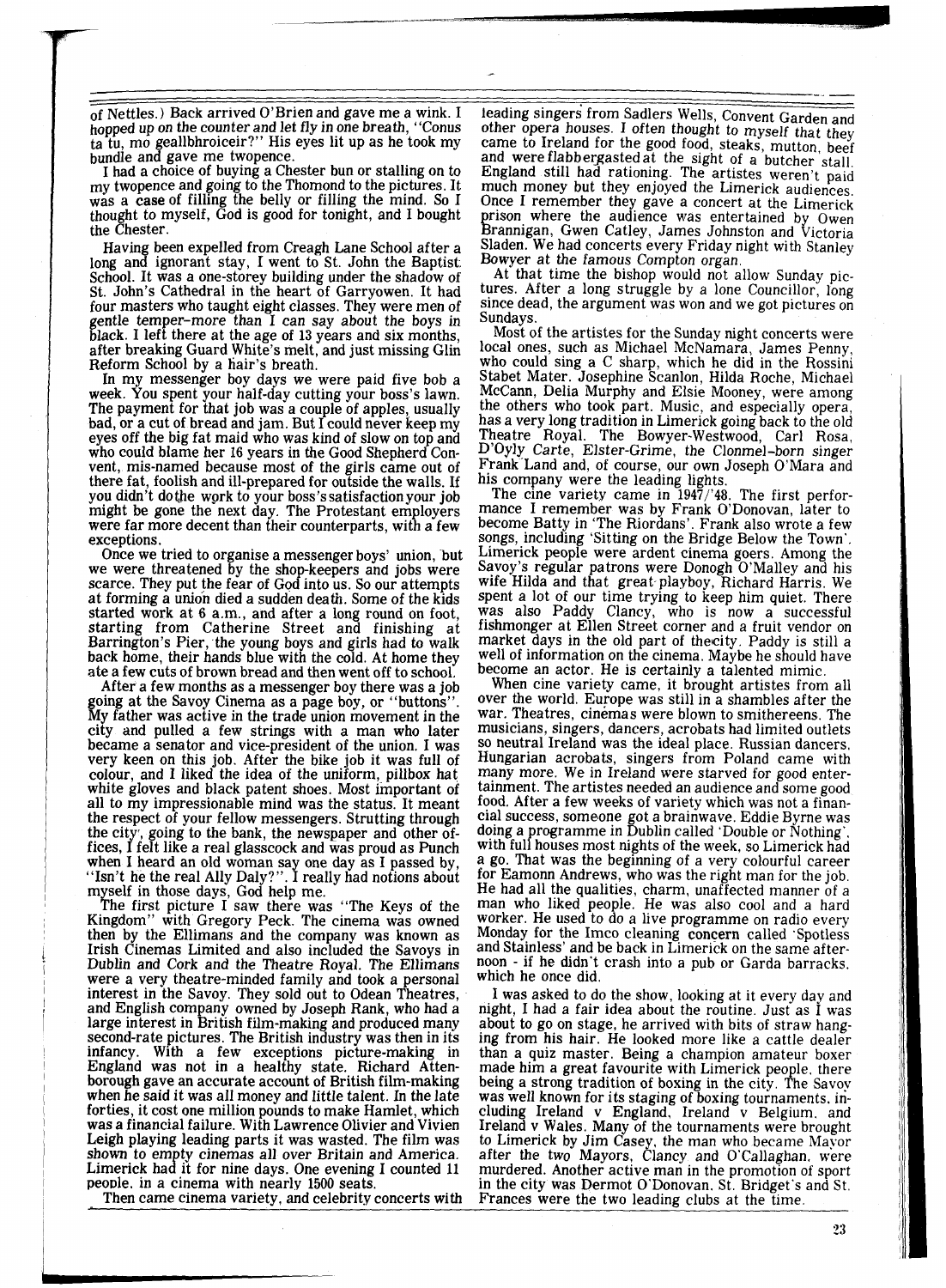of Nettles.) Back arrived O'Brien and gave me a wink. I hopped up on the counter and let fly in one breath, "Conus ta tu, mo geallbhroiceir?" His eyes lit up as he took my bundle and gave me twopence.

I had a choice of buying a Chester bun or stalling on to my twopence and going to the Thomond to the pictures. It was a case of filling the belly or filling the mind. So I thought to myself, God is good for tonight, and I bought the Chester.

Having been expelled from Creagh Lane School after a long and ignorant stay, I went to St. John the Baptist School. It was a one-storey building under the shadow of St. John's Cathedral in the heart of Garryowen. It had four masters who taught eight classes. They were men of gentle temper–more than I can say about the boys in black. I left there at the age of 13 years and six months, after breaking Guard White's melt, and just missing Glin Reform School by a hair's breath.

In my messenger boy days we were paid five bob a week. You spent your half-day cutting your boss's lawn. The payment for that job was a couple of apples, usually bad, or a cut of bread and jam. But I could never keep my eyes off the big fat maid who was kind of slow on top and who could blame her 16 years in the Good Shepherd Convent, mis-named because most of the girls came out of there fat, foolish and ill-prepared for outside the walls. If you didn't do the work to your boss's satisfaction your job might be gone the next day. The Protestant employers were far more decent than their counterparts, with a few exceptions.

Once we tried to organise a messenger boys' union, but we were threatened by the shop-keepers and jobs were scarce. They put the fear of God into us. So our attempts at forming a union died a sudden death. Some of the kids started work at 6 a.m., and after a long round on foot, starting from Catherine Street and finishing at Barrington's Pier, the young boys and girls had to walk back home, their hands blue with the cold. At home they ate a few cuts of brown bread and then went off to school.

After a few months as a messenger boy there was a job going at the Savoy Cinema as a page boy, or "buttons". My father was active in the trade union movement in the city and pulled a few strings with a man who later became a senator and vice-president of the union. I was very keen on this job. After the bike job it was full of colour, and I liked the idea of the uniform, pillbox hat white gloves and black patent shoes. Most important of all to my impressionable mind was the status. It meant the respect of your fellow messengers. Strutting through the city, going to the bank, the newspaper and other offices, I felt like a real glasscock and was proud as Punch when I heard an old woman say one day as I passed by, "Isn't he the real Ally Daly?". I really had notions about myself in those days, God help me.

The first picture I saw there was "The Keys of the Kingdom" with Gregory Peck. The cinema was owned then by the Ellimans and the company was known as Irish Cinemas Limited and also included the Savoys in Dublin and Cork and the Theatre Royal. The Ellimans were a very theatre-minded family and took a personal interest in the Savoy. They sold out to Odean Theatres, and English company owned by Joseph Rank, who had a large interest in British film-making and produced many second-rate pictures. The British industry was then in its infancy. With a few exceptions picture-making in England was not in a healthy state. Richard Attenborough gave an accurate account of British film-making when he said it was all money and little talent. In the late forties, it cost one million pounds to make Hamlet, which was a financial failure. With Lawrence Olivier and Vivien Leigh playing leading parts it was wasted. The film was shown to empty cinemas all over Britain and America. Limerick had it for nine days. One evening I counted 11 people, in a cinema with nearly 1500 seats.

Then came cinema variety, and celebrity concerts with leading singers from Sadlers Wells, Convent Garden and other opera houses. I often thought to myself that they came to Ireland for the good food, steaks, mutton, beef and were flabbergasted at the sight of a butcher stall. England still had rationing. The artistes weren't paid much money but they enjoyed the Limerick audiences. Once I remember they gave a concert at the Limerick prison where the audience was entertained by Owen Brannigan, Gwen Catley, James Johnston and Victoria Sladen. We had concerts every Friday night with Stanley Bowyer at the famous Compton organ.

At that time the bishop would not allow Sunday pictures. After a long struggle by a lone Councillor, long since dead, the argument was won and we got pictures on Sundays.

Most of the artistes for the Sunday night concerts were local ones, such as Michael McNamara, James Penny, who could sing a C sharp, which he did in the Rossini Stabet Mater. Josephine Scanlon, Hilda Roche, Michael McCann, Delia Murphy and Elsie Mooney, were among the others who took part. Music, and especially opera, has a very long tradition in Limerick going back to the old Theatre Royal. The Bowyer-Westwood, Carl Rosa, D'Oyly Carte, Elster-Grime, the Clonmel-born singer Frank Land and, of course, our own Joseph O'Mara and his company were the leading lights.

The cine variety came in 1947/'48. The first performance I remember was by Frank O'Donovan, later to become Batty in 'The Riordans'. Frank also wrote a few songs, including 'Sitting on the Bridge Below the Town'. Limerick people were ardent cinema goers. Among the Savoy's regular patrons were Donogh O'Malley and his wife Hilda and that great playboy, Richard Harris. We spent a lot of our time trying to keep him quiet. There was also Paddy Clancy, who is now a successful fishmonger at Ellen Street corner and a fruit vendor on market days in the old part of the city. Paddy is still a well of information on the cinema. Maybe he should have become an actor. He is certainly a talented mimic.

When cine variety came, it brought artistes from all over the world. Europe was still in a shambles after the war. Theatres, cinemas were blown to smithereens. The musicians, singers, dancers, acrobats had limited outlets so neutral Ireland was the ideal place. Russian dancers, Hungarian acrobats, singers from Poland came with many more. We in Ireland were starved for good entertainment. The artistes needed an audience and some good food. After a few weeks of variety which was not a financial success, someone got a brainwave. Eddie Byrne was doing a programme in Dublin called 'Double or Nothing', with full houses most nights of the week, so Limerick had a go. That was the beginning of a very colourful career for Eamonn Andrews, who was the right man for the job. He had all the qualities, charm, unaffected manner of a man who liked people. He was also cool and a hard worker. He used to do a live programme on radio every Monday for the Imco cleaning concern called 'Spotless and Stainless' and be back in Limerick on the same afternoon - if he didn't crash into a pub or Garda barracks, which he once did.

I was asked to do the show, looking at it every day and night, I had a fair idea about the routine. Just as I was about to go on stage, he arrived with bits of straw hanging from his hair. He looked more like a cattle dealer than a quiz master. Being a champion amateur boxer made him a great favourite with Limerick people, there being a strong tradition of boxing in the city. The Savoy was well known for its staging of boxing tournaments, including Ireland v England, Ireland v Belgium, and Ireland v Wales. Many of the tournaments were brought to Limerick by Jim Casey, the man who became Mayor after the two Mayors, Clancy and O'Callaghan, were murdered. Another active man in the promotion of sport in the city was Dermot O'Donovan. St. Bridget's and St. Frances were the two leading clubs at the time.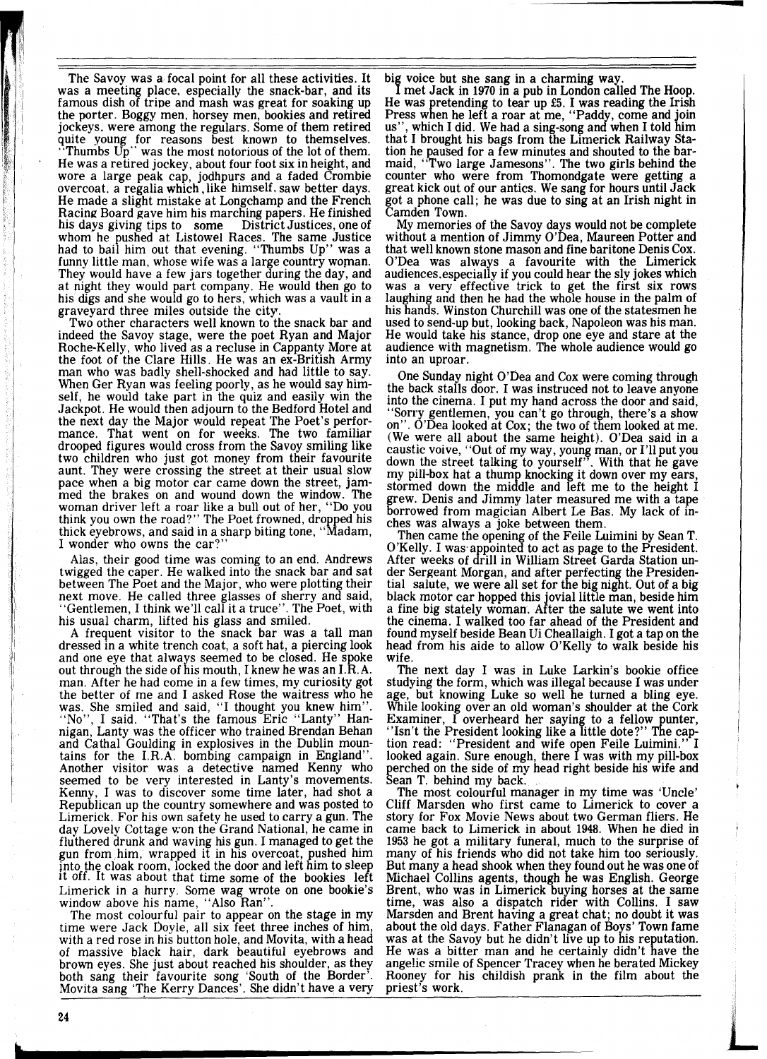The Savoy was a focal point for all these activities. It was a meeting place, especially the snack-bar, and its famous dish of tripe and mash was great for soaking up the porter. Boggy men, horsey men, bookies and retired jockeys, were among the regulars. Some of them retired quite young for reasons best known to themselves. "Thumbs Up" was the most notorious of the lot of them. He was a retired jockey, about four foot six in height, and wore a large peak cap, jodhpurs and a faded Crombie overcoat, a regalia which, like himself, saw better days. He made a slight mistake at Longchamp and the French Racing Board gave him his marching papers. He finished his days giving tips to some District Justices, one of whom he pushed at Listowel Races. The same Justice had to bail him out that evening. "Thumbs Up" was a funny little man, whose wife was a large country woman. They would have a few jars together during the day, and at night they would part company. He would then go to his digs and she would go to hers, which was a vault in a graveyard three miles outside the city.

Two other characters well known to the snack bar and indeed the Savoy stage, were the poet Ryan and Major Roche-Kelly, who lived as a recluse in Cappanty More at the foot of the Clare Hills. He was an ex-British Army man who was badly shell-shocked and had little to say. When Ger Ryan was feeling poorly, as he would say himself, he would take part in the quiz and easily win the Jackpot. He would then adjourn to the Bedford Hotel and the next day the Major would repeat The Poet's performance. That went on for weeks. The two familiar drooped figures would cross from the Savoy smiling like two children who just got money from their favourite aunt. They were crossing the street at their usual slow pace when a big motor car came down the street, jammed the brakes on and wound down the window. The woman driver left a roar like a bull out of her, "Do you think you own the road?" The Poet frowned, dropped his thick eyebrows, and said in a sharp biting tone, "Madam, I wonder who owns the car?"

Alas, their good time was coming to an end. Andrews twigged the caper. He walked into the snack bar and sat between The Poet and the Major, who were plotting their next move. He called three glasses of sherry and said, "Gentlemen, I think we'll call it a truce". The Poet, with his usual charm, lifted his glass and smiled.

A frequent visitor to the snack bar was a tall man dressed in a white trench coat, a soft hat, a piercing look and one eye that always seemed to be closed. He spoke out through the side of his mouth, I knew he was an I.R.A. man. After he had come in a few times, my curiosity got the better of me and I asked Rose the waitress who he was. She smiled and said, "I thought you knew him". "No", I said. "That's the famous Eric "Lanty" Hannigan, Lanty was the officer who trained Brendan Behan and Cathal Goulding in explosives in the Dublin mountains for the I.R.A. bombing campaign in England". Another visitor was a detective named Kenny who seemed to be very interested in Lanty's movements. Kenny, I was to discover some time later, had shot a Republican up the country somewhere and was posted to Limerick. For his own safety he used to carry a gun. The day Lovely Cottage won the Grand National, he came in fluthered drunk and waving his gun. I managed to get the gun from him, wrapped it in his overcoat, pushed him into the cloak room, locked the door and left him to sleep it off. It was about that time some of the bookies left Limerick in a hurry. Some wag wrote on one bookie's window above his name, "Also Ran".

The most colourful pair to appear on the stage in my time were Jack Doyle, all six feet three inches of him, with a red rose in his button hole, and Movita, with a head of massive black hair, dark beautiful eyebrows and brown eyes. She just about reached his shoulder, as they both sang their favourite song 'South of the Border'. Movita sang 'The Kerry Dances'. She didn't have a very big voice but she sang in a charming way.

I met Jack in 1970 in a pub in London called The Hoop. He was pretending to tear up £5. I was reading the Irish Press when he left a roar at me, "Paddy, come and join us", which I did. We had a sing-song and when I told him that I brought his bags from the Limerick Railway Station he paused for a few minutes and shouted to the barmaid, "Two large Jamesons". The two girls behind the counter who were from Thomondgate were getting a great kick out of our antics. We sang for hours until Jack got a phone call; he was due to sing at an Irish night in Camden Town.

My memories of the Savoy days would not be complete without a mention of Jimmy O'Dea, Maureen Potter and that well known stone mason and fine baritone Denis Cox. O'Dea was always a favourite with the Limerick audiences, especially if you could hear the sly jokes which was a very effective trick to get the first six rows laughing and then he had the whole house in the palm of his hands. Winston Churchill was one of the statesmen he used to send-up but, looking back, Napoleon was his man. He would take his stance, drop one eye and stare at the audience with magnetism. The whole audience would go into an uproar.

One Sunday night O'Dea and Cox were coming through the back stalls door. I was instructed not to leave anyone into the cinema. I put my hand across the door and said, "Sorry gentlemen, you can't go through, there's a show on". O'Dea looked at Cox; the two of them looked at me. (We were all about the same height). O'Dea said in a caustic voive, "Out of my way, young man, or I'll put you down the street talking to yourself". With that he gave my pill-box hat a thump knocking it down over my ears, stormed down the middle and left me to the height I grew. Denis and Jimmy later measured me with a tape borrowed from magician Albert Le Bas. My lack of inches was always a joke between them.

Then came the opening of the Feile Luimini by Sean T. O'Kelly. I was appointed to act as page to the President. After weeks of drill in William Street Garda Station under Sergeant Morgan, and after perfecting the Presidential salute, we were all set for the big night. Out of a big black motor car hopped this jovial little man, beside him a fine big stately woman. After the salute we went into the cinema. I walked too far ahead of the President and found myself beside Bean Ui Cheallaigh. I got a tap on the head from his aide to allow O'Kelly to walk beside his wife.

The next day I was in Luke Larkin's bookie office studying the form, which was illegal because I was under age, but knowing Luke so well he turned a bling eye. While looking over an old woman's shoulder at the Cork Examiner, I overheard her saying to a fellow punter, "Isn't the President looking like a little dote?" The caption read: "President and wife open Feile Luimini." I looked again. Sure enough, there I was with my pill-box perched on the side of my head right beside his wife and Sean T. behind my back.

The most colourful manager in my time was 'Uncle' Cliff Marsden who first came to Limerick to cover a story for Fox Movie News about two German fliers. He came back to Limerick in about 1948. When he died in 1953 he got a military funeral, much to the surprise of many of his friends who did not take him too seriously. But many a head shook when they found out he was one of Michael Collins agents, though he was English. George Brent, who was in Limerick buying horses at the same time, was also a dispatch rider with Collins. I saw Marsden and Brent having a great chat; no doubt it was about the old days. Father Flanagan of Boys' Town fame was at the Savoy but he didn't live up to his reputation. He was a bitter man and he certainly didn't have the angelic smile of Spencer Tracey when he berated Mickey Rooney for his childish prank in the film about the priest's work.